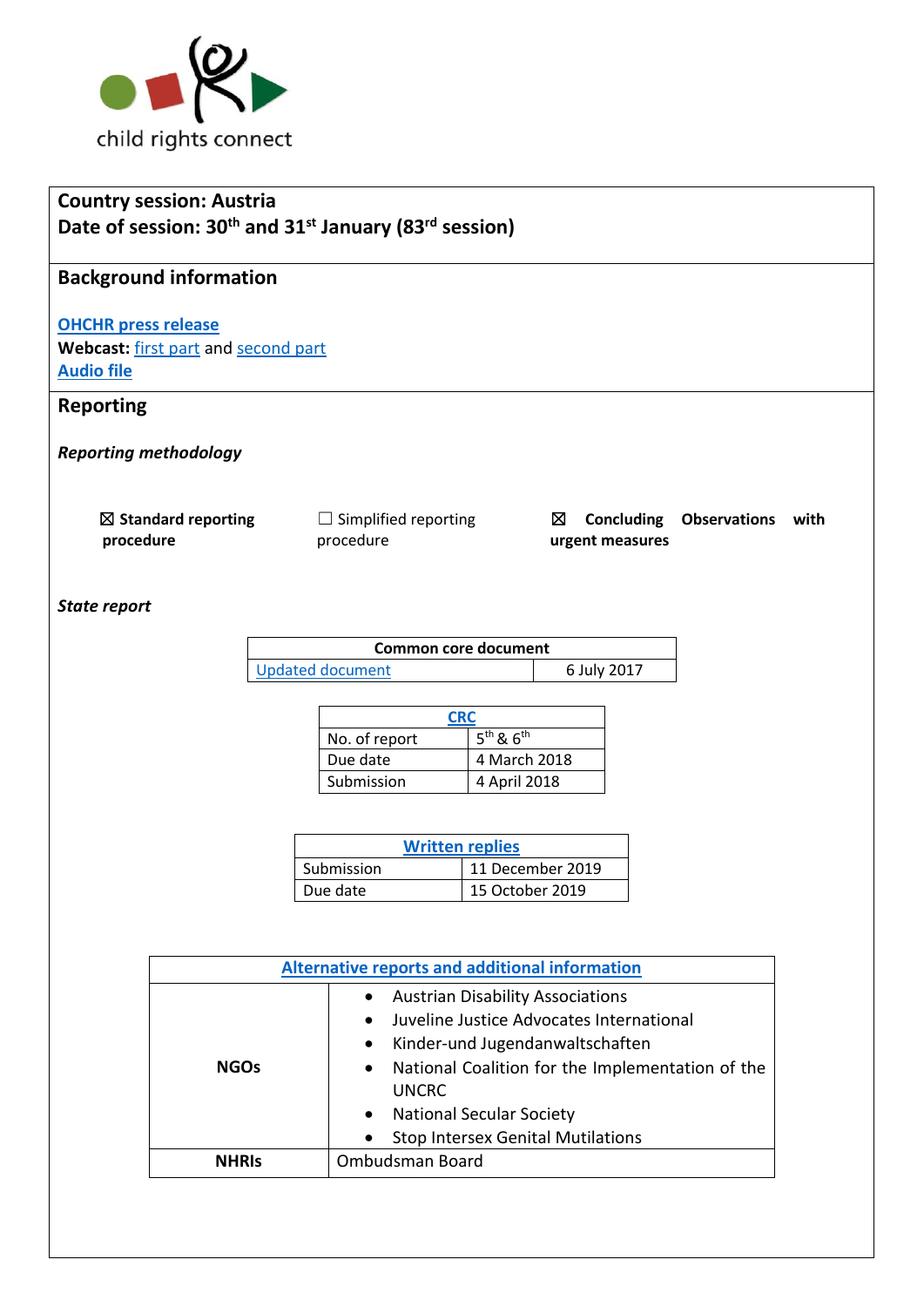child rights connect

**Country session: Austria**
**Date of session: 30th and 31st January (83rd session)**

## Background information

**OHCHR press release**
**Webcast:** first part and second part
**Audio file**

## Reporting

***Reporting methodology***

☒ **Standard reporting procedure** ☐ Simplified reporting procedure ☒ **Concluding Observations with urgent measures**

***State report***

| Common core document | |
|---|---|
| Updated document | 6 July 2017 |

| CRC | |
|---|---|
| No. of report | 5th & 6th |
| Due date | 4 March 2018 |
| Submission | 4 April 2018 |

| Written replies | |
|---|---|
| Submission | 11 December 2019 |
| Due date | 15 October 2019 |

| Alternative reports and additional information | |
|---|---|
| **NGOs** | • Austrian Disability Associations<br>• Juveline Justice Advocates International<br>• Kinder-und Jugendanwaltschaften<br>• National Coalition for the Implementation of the UNCRC<br>• National Secular Society<br>• Stop Intersex Genital Mutilations |
| **NHRIs** | Ombudsman Board |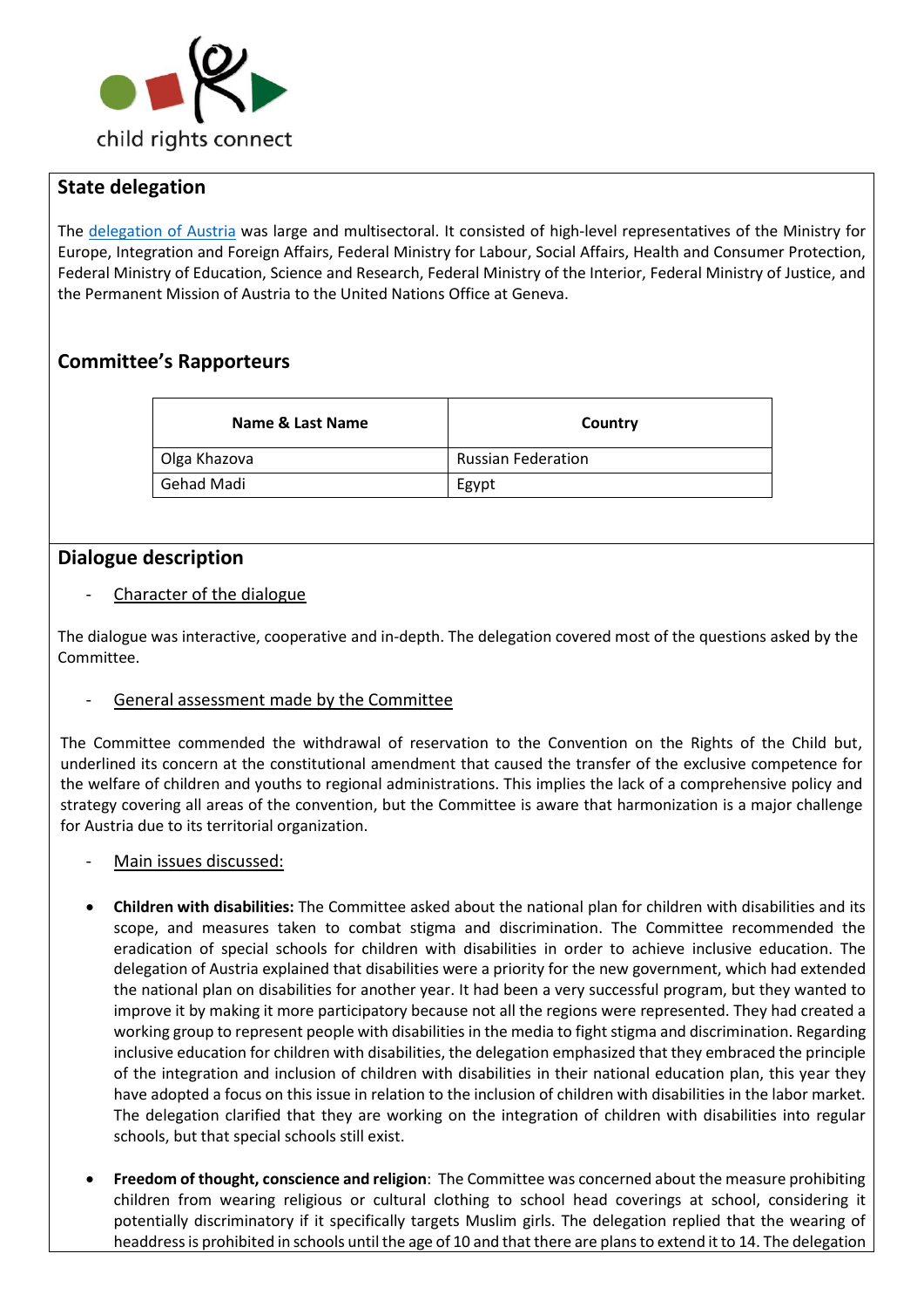## State delegation

The delegation of Austria was large and multisectoral. It consisted of high-level representatives of the Ministry for Europe, Integration and Foreign Affairs, Federal Ministry for Labour, Social Affairs, Health and Consumer Protection, Federal Ministry of Education, Science and Research, Federal Ministry of the Interior, Federal Ministry of Justice, and the Permanent Mission of Austria to the United Nations Office at Geneva.

## Committee's Rapporteurs

| Name & Last Name | Country |
|---|---|
| Olga Khazova | Russian Federation |
| Gehad Madi | Egypt |

## Dialogue description

- Character of the dialogue

The dialogue was interactive, cooperative and in-depth. The delegation covered most of the questions asked by the Committee.

- General assessment made by the Committee

The Committee commended the withdrawal of reservation to the Convention on the Rights of the Child but, underlined its concern at the constitutional amendment that caused the transfer of the exclusive competence for the welfare of children and youths to regional administrations. This implies the lack of a comprehensive policy and strategy covering all areas of the convention, but the Committee is aware that harmonization is a major challenge for Austria due to its territorial organization.

- Main issues discussed:

- **Children with disabilities:** The Committee asked about the national plan for children with disabilities and its scope, and measures taken to combat stigma and discrimination. The Committee recommended the eradication of special schools for children with disabilities in order to achieve inclusive education. The delegation of Austria explained that disabilities were a priority for the new government, which had extended the national plan on disabilities for another year. It had been a very successful program, but they wanted to improve it by making it more participatory because not all the regions were represented. They had created a working group to represent people with disabilities in the media to fight stigma and discrimination. Regarding inclusive education for children with disabilities, the delegation emphasized that they embraced the principle of the integration and inclusion of children with disabilities in their national education plan, this year they have adopted a focus on this issue in relation to the inclusion of children with disabilities in the labor market. The delegation clarified that they are working on the integration of children with disabilities into regular schools, but that special schools still exist.

- **Freedom of thought, conscience and religion**: The Committee was concerned about the measure prohibiting children from wearing religious or cultural clothing to school head coverings at school, considering it potentially discriminatory if it specifically targets Muslim girls. The delegation replied that the wearing of headdress is prohibited in schools until the age of 10 and that there are plans to extend it to 14. The delegation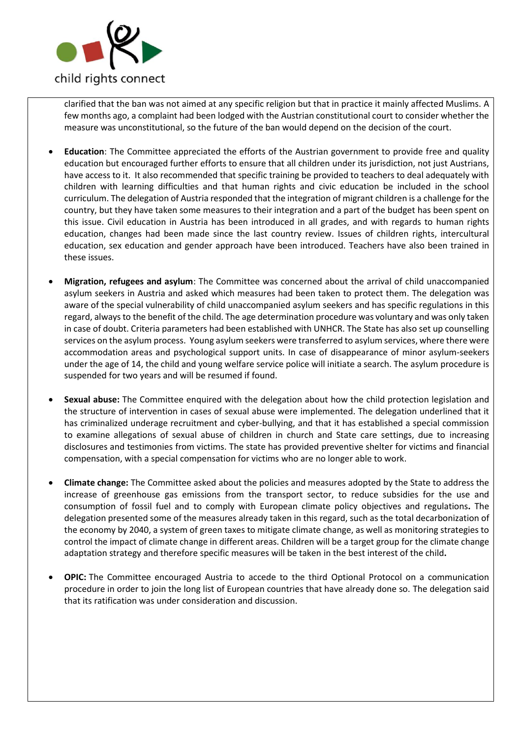clarified that the ban was not aimed at any specific religion but that in practice it mainly affected Muslims. A few months ago, a complaint had been lodged with the Austrian constitutional court to consider whether the measure was unconstitutional, so the future of the ban would depend on the decision of the court.

- **Education**: The Committee appreciated the efforts of the Austrian government to provide free and quality education but encouraged further efforts to ensure that all children under its jurisdiction, not just Austrians, have access to it. It also recommended that specific training be provided to teachers to deal adequately with children with learning difficulties and that human rights and civic education be included in the school curriculum. The delegation of Austria responded that the integration of migrant children is a challenge for the country, but they have taken some measures to their integration and a part of the budget has been spent on this issue. Civil education in Austria has been introduced in all grades, and with regards to human rights education, changes had been made since the last country review. Issues of children rights, intercultural education, sex education and gender approach have been introduced. Teachers have also been trained in these issues.

- **Migration, refugees and asylum**: The Committee was concerned about the arrival of child unaccompanied asylum seekers in Austria and asked which measures had been taken to protect them. The delegation was aware of the special vulnerability of child unaccompanied asylum seekers and has specific regulations in this regard, always to the benefit of the child. The age determination procedure was voluntary and was only taken in case of doubt. Criteria parameters had been established with UNHCR. The State has also set up counselling services on the asylum process. Young asylum seekers were transferred to asylum services, where there were accommodation areas and psychological support units. In case of disappearance of minor asylum-seekers under the age of 14, the child and young welfare service police will initiate a search. The asylum procedure is suspended for two years and will be resumed if found.

- **Sexual abuse:** The Committee enquired with the delegation about how the child protection legislation and the structure of intervention in cases of sexual abuse were implemented. The delegation underlined that it has criminalized underage recruitment and cyber-bullying, and that it has established a special commission to examine allegations of sexual abuse of children in church and State care settings, due to increasing disclosures and testimonies from victims. The state has provided preventive shelter for victims and financial compensation, with a special compensation for victims who are no longer able to work.

- **Climate change:** The Committee asked about the policies and measures adopted by the State to address the increase of greenhouse gas emissions from the transport sector, to reduce subsidies for the use and consumption of fossil fuel and to comply with European climate policy objectives and regulations**.** The delegation presented some of the measures already taken in this regard, such as the total decarbonization of the economy by 2040, a system of green taxes to mitigate climate change, as well as monitoring strategies to control the impact of climate change in different areas. Children will be a target group for the climate change adaptation strategy and therefore specific measures will be taken in the best interest of the child**.**

- **OPIC:** The Committee encouraged Austria to accede to the third Optional Protocol on a communication procedure in order to join the long list of European countries that have already done so. The delegation said that its ratification was under consideration and discussion.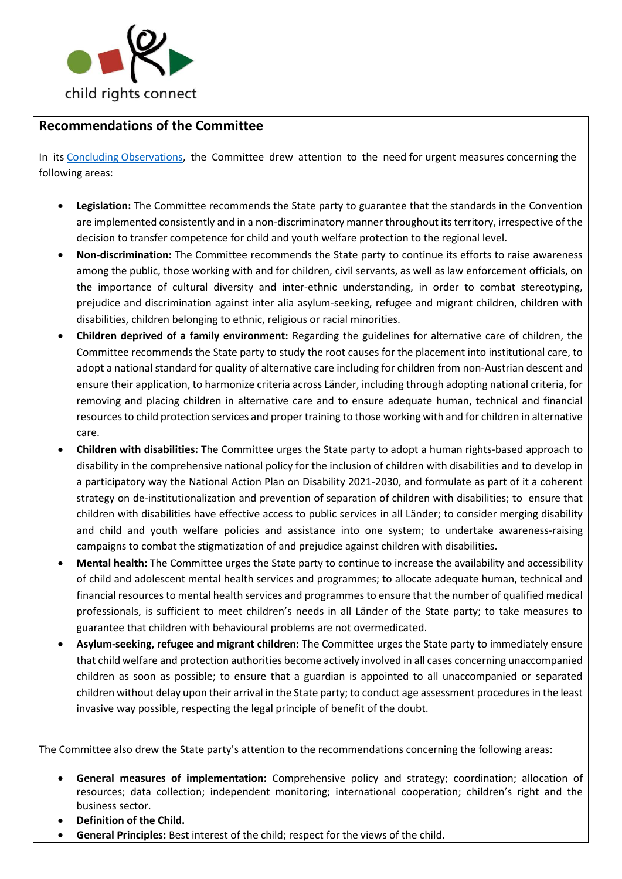child rights connect

## Recommendations of the Committee

In its [Concluding Observations](), the Committee drew attention to the need for urgent measures concerning the following areas:

- **Legislation:** The Committee recommends the State party to guarantee that the standards in the Convention are implemented consistently and in a non-discriminatory manner throughout its territory, irrespective of the decision to transfer competence for child and youth welfare protection to the regional level.
- **Non-discrimination:** The Committee recommends the State party to continue its efforts to raise awareness among the public, those working with and for children, civil servants, as well as law enforcement officials, on the importance of cultural diversity and inter-ethnic understanding, in order to combat stereotyping, prejudice and discrimination against inter alia asylum-seeking, refugee and migrant children, children with disabilities, children belonging to ethnic, religious or racial minorities.
- **Children deprived of a family environment:** Regarding the guidelines for alternative care of children, the Committee recommends the State party to study the root causes for the placement into institutional care, to adopt a national standard for quality of alternative care including for children from non-Austrian descent and ensure their application, to harmonize criteria across Länder, including through adopting national criteria, for removing and placing children in alternative care and to ensure adequate human, technical and financial resources to child protection services and proper training to those working with and for children in alternative care.
- **Children with disabilities:** The Committee urges the State party to adopt a human rights-based approach to disability in the comprehensive national policy for the inclusion of children with disabilities and to develop in a participatory way the National Action Plan on Disability 2021-2030, and formulate as part of it a coherent strategy on de-institutionalization and prevention of separation of children with disabilities; to ensure that children with disabilities have effective access to public services in all Länder; to consider merging disability and child and youth welfare policies and assistance into one system; to undertake awareness-raising campaigns to combat the stigmatization of and prejudice against children with disabilities.
- **Mental health:** The Committee urges the State party to continue to increase the availability and accessibility of child and adolescent mental health services and programmes; to allocate adequate human, technical and financial resources to mental health services and programmes to ensure that the number of qualified medical professionals, is sufficient to meet children's needs in all Länder of the State party; to take measures to guarantee that children with behavioural problems are not overmedicated.
- **Asylum-seeking, refugee and migrant children:** The Committee urges the State party to immediately ensure that child welfare and protection authorities become actively involved in all cases concerning unaccompanied children as soon as possible; to ensure that a guardian is appointed to all unaccompanied or separated children without delay upon their arrival in the State party; to conduct age assessment procedures in the least invasive way possible, respecting the legal principle of benefit of the doubt.

The Committee also drew the State party's attention to the recommendations concerning the following areas:

- **General measures of implementation:** Comprehensive policy and strategy; coordination; allocation of resources; data collection; independent monitoring; international cooperation; children's right and the business sector.
- **Definition of the Child.**
- **General Principles:** Best interest of the child; respect for the views of the child.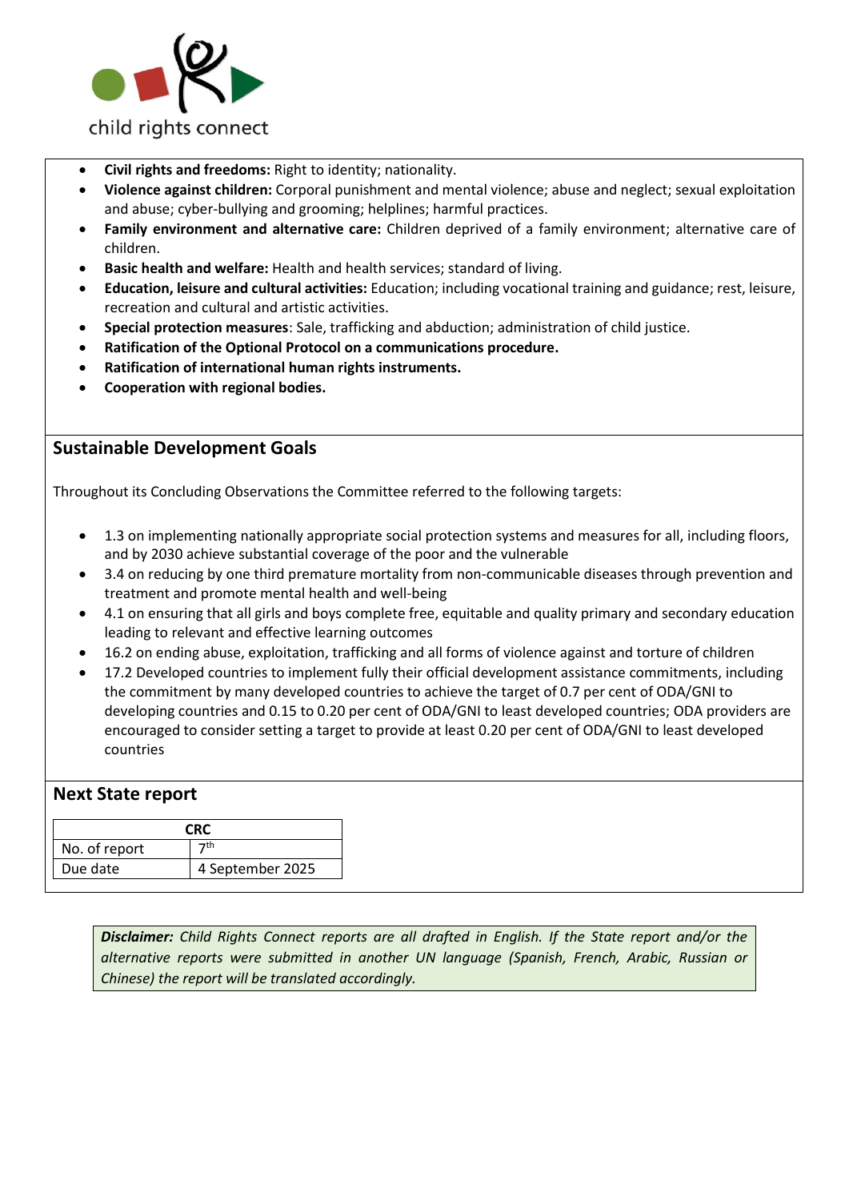- **Civil rights and freedoms:** Right to identity; nationality.
- **Violence against children:** Corporal punishment and mental violence; abuse and neglect; sexual exploitation and abuse; cyber-bullying and grooming; helplines; harmful practices.
- **Family environment and alternative care:** Children deprived of a family environment; alternative care of children.
- **Basic health and welfare:** Health and health services; standard of living.
- **Education, leisure and cultural activities:** Education; including vocational training and guidance; rest, leisure, recreation and cultural and artistic activities.
- **Special protection measures**: Sale, trafficking and abduction; administration of child justice.
- **Ratification of the Optional Protocol on a communications procedure.**
- **Ratification of international human rights instruments.**
- **Cooperation with regional bodies.**

## Sustainable Development Goals

Throughout its Concluding Observations the Committee referred to the following targets:

- 1.3 on implementing nationally appropriate social protection systems and measures for all, including floors, and by 2030 achieve substantial coverage of the poor and the vulnerable
- 3.4 on reducing by one third premature mortality from non-communicable diseases through prevention and treatment and promote mental health and well-being
- 4.1 on ensuring that all girls and boys complete free, equitable and quality primary and secondary education leading to relevant and effective learning outcomes
- 16.2 on ending abuse, exploitation, trafficking and all forms of violence against and torture of children
- 17.2 Developed countries to implement fully their official development assistance commitments, including the commitment by many developed countries to achieve the target of 0.7 per cent of ODA/GNI to developing countries and 0.15 to 0.20 per cent of ODA/GNI to least developed countries; ODA providers are encouraged to consider setting a target to provide at least 0.20 per cent of ODA/GNI to least developed countries

## Next State report

| CRC | |
|---|---|
| No. of report | 7th |
| Due date | 4 September 2025 |

***Disclaimer:*** *Child Rights Connect reports are all drafted in English. If the State report and/or the alternative reports were submitted in another UN language (Spanish, French, Arabic, Russian or Chinese) the report will be translated accordingly.*